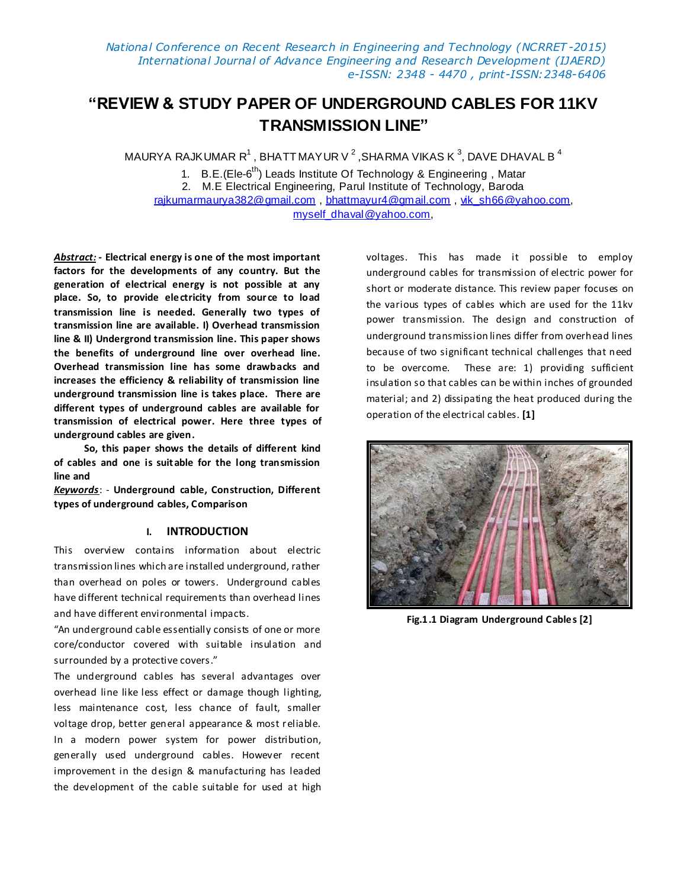# "REVIEW & STUDY PAPER OF UNDERGROUND CABLES FOR 11KV TRANSMISSION LINE"

MAURYA RAJKUMAR R[1] , BHATT MAYUR V [2] ,SHARMA VIKAS K [3], DAVE DHAVAL B [4]

1. B.E.(Ele-6th) Leads Institute Of Technology & Engineering , Matar
2. M.E Electrical Engineering, Parul Institute of Technology, Baroda

rajkumarmaurya382@gmail.com , bhattmayur4@gmail.com , vik_sh66@yahoo.com, myself_dhaval@yahoo.com,

***Abstract:*** **- Electrical energy is one of the most important factors for the developments of any country. But the generation of electrical energy is not possible at any place. So, to provide electricity from source to load transmission line is needed. Generally two types of transmission line are available. I) Overhead transmission line & II) Undergrond transmission line. This paper shows the benefits of underground line over overhead line. Overhead transmission line has some drawbacks and increases the efficiency & reliability of transmission line underground transmission line is takes place. There are different types of underground cables are available for transmission of electrical power. Here three types of underground cables are given.**

**So, this paper shows the details of different kind of cables and one is suitable for the long transmission line and**

***Keywords***: - **Underground cable, Construction, Different types of underground cables, Comparison**

## I. INTRODUCTION

This overview contains information about electric transmission lines which are installed underground, rather than overhead on poles or towers. Underground cables have different technical requirements than overhead lines and have different environmental impacts.

"An underground cable essentially consists of one or more core/conductor covered with suitable insulation and surrounded by a protective covers."

The underground cables has several advantages over overhead line like less effect or damage though lighting, less maintenance cost, less chance of fault, smaller voltage drop, better general appearance & most reliable. In a modern power system for power distribution, generally used underground cables. However recent improvement in the design & manufacturing has leaded the development of the cable suitable for used at high voltages. This has made it possible to employ underground cables for transmission of electric power for short or moderate distance. This review paper focuses on the various types of cables which are used for the 11kv power transmission. The design and construction of underground transmission lines differ from overhead lines because of two significant technical challenges that need to be overcome. These are: 1) providing sufficient insulation so that cables can be within inches of grounded material; and 2) dissipating the heat produced during the operation of the electrical cables. **[1]**

**Fig.1.1 Diagram Underground Cables [2]**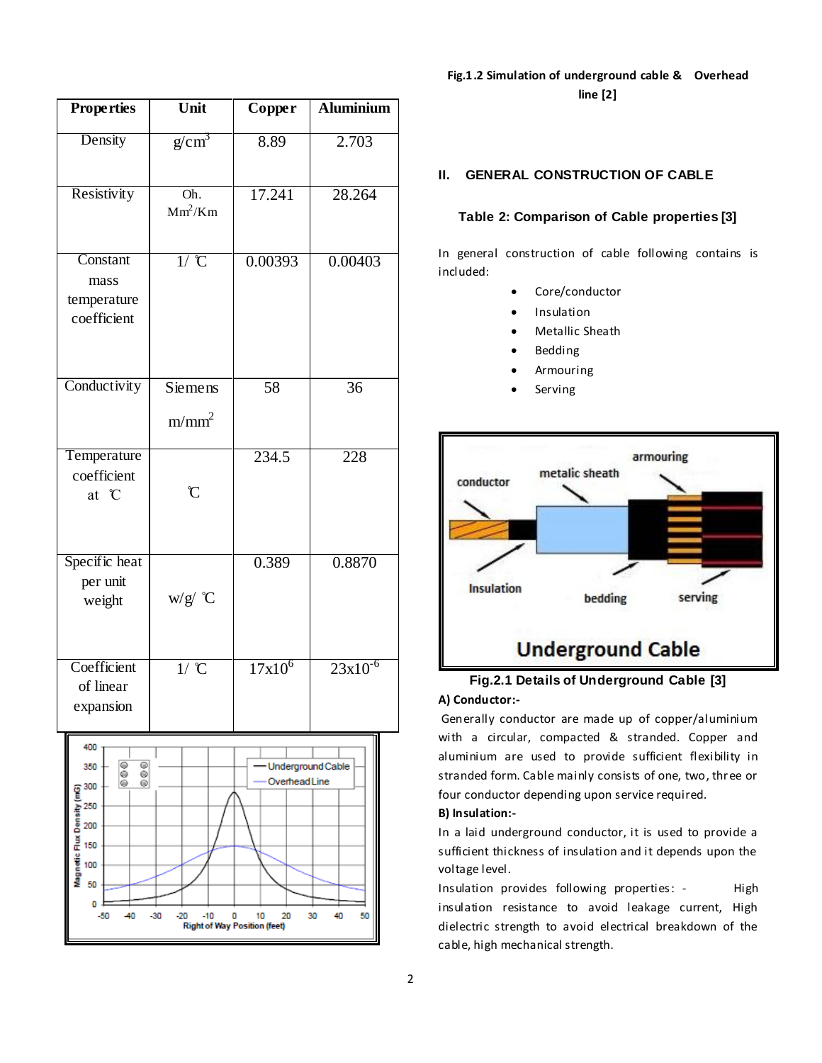| Properties | Unit | Copper | Aluminium |
|---|---|---|---|
| Density | $g/cm^3$ | 8.89 | 2.703 |
| Resistivity | Oh. $Mm^2/Km$ | 17.241 | 28.264 |
| Constant mass temperature coefficient | 1/ ℃ | 0.00393 | 0.00403 |
| Conductivity | Siemens $m/mm^2$ | 58 | 36 |
| Temperature coefficient at ℃ | ℃ | 234.5 | 228 |
| Specific heat per unit weight | w/g/ ℃ | 0.389 | 0.8870 |
| Coefficient of linear expansion | 1/ ℃ | $17x10^6$ | $23x10^{-6}$ |

Fig.1.2 Simulation of underground cable & Overhead line [2]

## II. GENERAL CONSTRUCTION OF CABLE

**Table 2: Comparison of Cable properties [3]**

In general construction of cable following contains is included:

- Core/conductor
- Insulation
- Metallic Sheath
- Bedding
- Armouring
- Serving

Fig.2.1 Details of Underground Cable [3]

**A) Conductor:-**

Generally conductor are made up of copper/aluminium with a circular, compacted & stranded. Copper and aluminium are used to provide sufficient flexibility in stranded form. Cable mainly consists of one, two, three or four conductor depending upon service required.

**B) Insulation:-**

In a laid underground conductor, it is used to provide a sufficient thickness of insulation and it depends upon the voltage level.

Insulation provides following properties: - High insulation resistance to avoid leakage current, High dielectric strength to avoid electrical breakdown of the cable, high mechanical strength.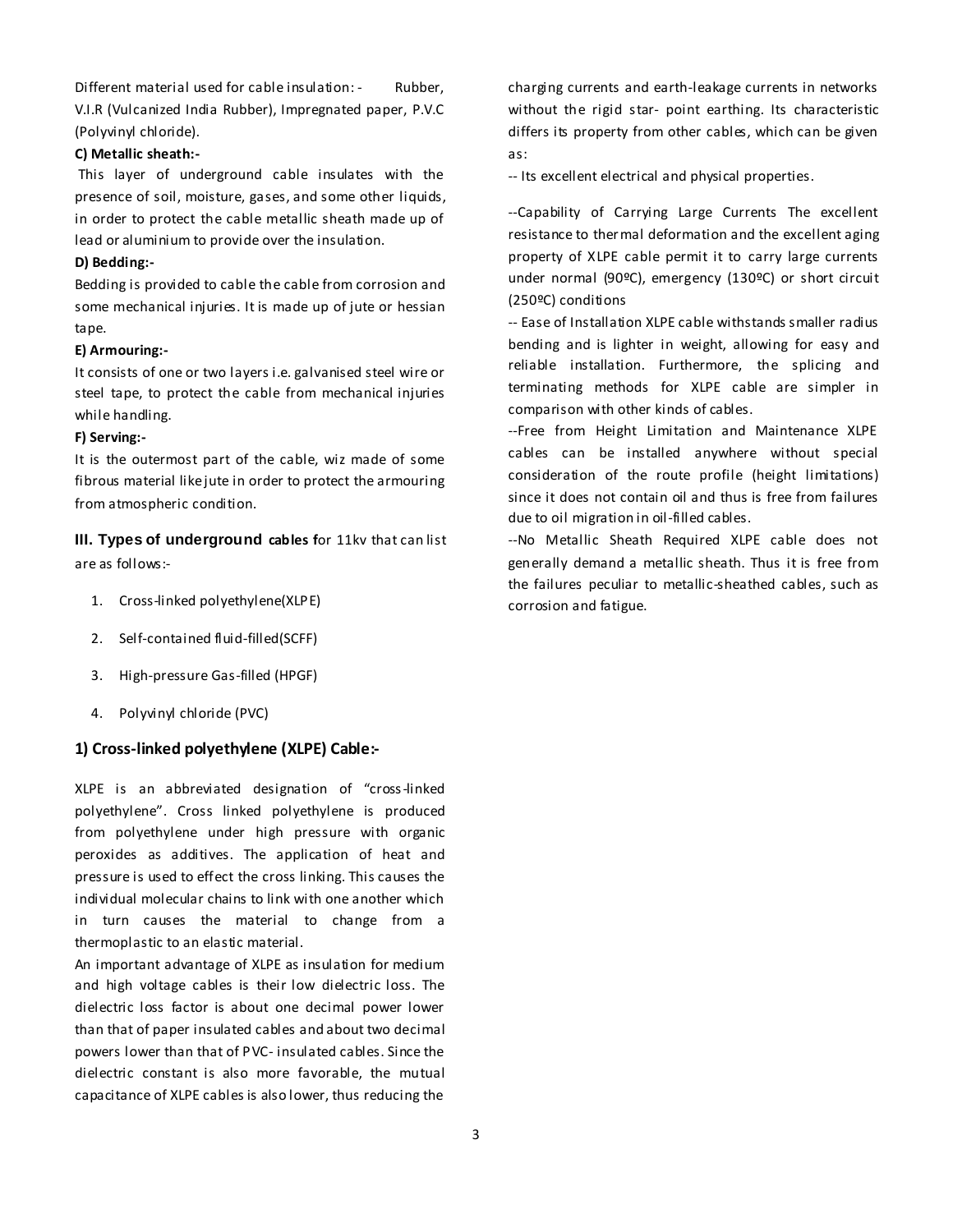Different material used for cable insulation: - Rubber, V.I.R (Vulcanized India Rubber), Impregnated paper, P.V.C (Polyvinyl chloride).

**C) Metallic sheath:-**

This layer of underground cable insulates with the presence of soil, moisture, gases, and some other liquids, in order to protect the cable metallic sheath made up of lead or aluminium to provide over the insulation.

**D) Bedding:-**

Bedding is provided to cable the cable from corrosion and some mechanical injuries. It is made up of jute or hessian tape.

**E) Armouring:-**

It consists of one or two layers i.e. galvanised steel wire or steel tape, to protect the cable from mechanical injuries while handling.

**F) Serving:-**

It is the outermost part of the cable, wiz made of some fibrous material like jute in order to protect the armouring from atmospheric condition.

## III. Types of underground cables for 11kv that can list are as follows:-

1. Cross-linked polyethylene(XLPE)
2. Self-contained fluid-filled(SCFF)
3. High-pressure Gas-filled (HPGF)
4. Polyvinyl chloride (PVC)

### 1) Cross-linked polyethylene (XLPE) Cable:-

XLPE is an abbreviated designation of "cross-linked polyethylene". Cross linked polyethylene is produced from polyethylene under high pressure with organic peroxides as additives. The application of heat and pressure is used to effect the cross linking. This causes the individual molecular chains to link with one another which in turn causes the material to change from a thermoplastic to an elastic material.

An important advantage of XLPE as insulation for medium and high voltage cables is their low dielectric loss. The dielectric loss factor is about one decimal power lower than that of paper insulated cables and about two decimal powers lower than that of PVC- insulated cables. Since the dielectric constant is also more favorable, the mutual capacitance of XLPE cables is also lower, thus reducing the charging currents and earth-leakage currents in networks without the rigid star- point earthing. Its characteristic differs its property from other cables, which can be given as:

-- Its excellent electrical and physical properties.

--Capability of Carrying Large Currents The excellent resistance to thermal deformation and the excellent aging property of XLPE cable permit it to carry large currents under normal (90ºC), emergency (130ºC) or short circuit (250ºC) conditions

-- Ease of Installation XLPE cable withstands smaller radius bending and is lighter in weight, allowing for easy and reliable installation. Furthermore, the splicing and terminating methods for XLPE cable are simpler in comparison with other kinds of cables.

--Free from Height Limitation and Maintenance XLPE cables can be installed anywhere without special consideration of the route profile (height limitations) since it does not contain oil and thus is free from failures due to oil migration in oil-filled cables.

--No Metallic Sheath Required XLPE cable does not generally demand a metallic sheath. Thus it is free from the failures peculiar to metallic-sheathed cables, such as corrosion and fatigue.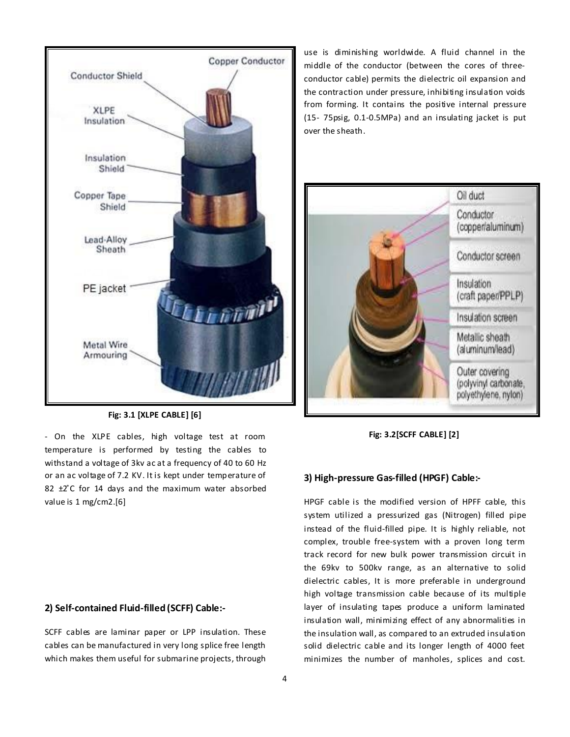Fig: 3.1 [XLPE CABLE] [6]

- On the XLPE cables, high voltage test at room temperature is performed by testing the cables to withstand a voltage of 3kv ac at a frequency of 40 to 60 Hz or an ac voltage of 7.2 KV. It is kept under temperature of 82 ±2°C for 14 days and the maximum water absorbed value is 1 mg/cm2.[6]

## 2) Self-contained Fluid-filled (SCFF) Cable:-

SCFF cables are laminar paper or LPP insulation. These cables can be manufactured in very long splice free length which makes them useful for submarine projects, through use is diminishing worldwide. A fluid channel in the middle of the conductor (between the cores of three-conductor cable) permits the dielectric oil expansion and the contraction under pressure, inhibiting insulation voids from forming. It contains the positive internal pressure (15- 75psig, 0.1-0.5MPa) and an insulating jacket is put over the sheath.

Fig: 3.2[SCFF CABLE] [2]

## 3) High-pressure Gas-filled (HPGF) Cable:-

HPGF cable is the modified version of HPFF cable, this system utilized a pressurized gas (Nitrogen) filled pipe instead of the fluid-filled pipe. It is highly reliable, not complex, trouble free-system with a proven long term track record for new bulk power transmission circuit in the 69kv to 500kv range, as an alternative to solid dielectric cables, It is more preferable in underground high voltage transmission cable because of its multiple layer of insulating tapes produce a uniform laminated insulation wall, minimizing effect of any abnormalities in the insulation wall, as compared to an extruded insulation solid dielectric cable and its longer length of 4000 feet minimizes the number of manholes, splices and cost.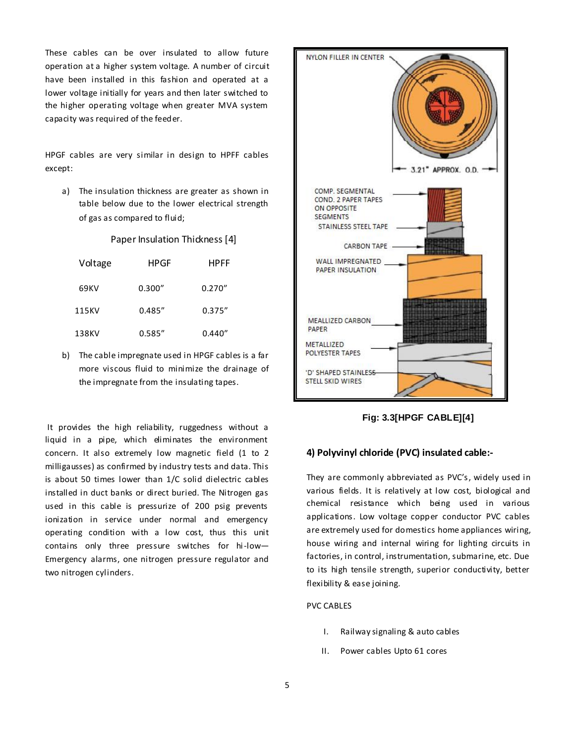These cables can be over insulated to allow future operation at a higher system voltage. A number of circuit have been installed in this fashion and operated at a lower voltage initially for years and then later switched to the higher operating voltage when greater MVA system capacity was required of the feeder.

HPGF cables are very similar in design to HPFF cables except:

a) The insulation thickness are greater as shown in table below due to the lower electrical strength of gas as compared to fluid;

Paper Insulation Thickness [4]

| Voltage | HPGF | HPFF |
|---|---|---|
| 69KV | 0.300" | 0.270" |
| 115KV | 0.485" | 0.375" |
| 138KV | 0.585" | 0.440" |

b) The cable impregnate used in HPGF cables is a far more viscous fluid to minimize the drainage of the impregnate from the insulating tapes.

It provides the high reliability, ruggedness without a liquid in a pipe, which eliminates the environment concern. It also extremely low magnetic field (1 to 2 milligausses) as confirmed by industry tests and data. This is about 50 times lower than 1/C solid dielectric cables installed in duct banks or direct buried. The Nitrogen gas used in this cable is pressurize of 200 psig prevents ionization in service under normal and emergency operating condition with a low cost, thus this unit contains only three pressure switches for hi-low—Emergency alarms, one nitrogen pressure regulator and two nitrogen cylinders.

NYLON FILLER IN CENTER

3.21" APPROX. O.D.

COMP. SEGMENTAL COND. 2 PAPER TAPES ON OPPOSITE SEGMENTS

STAINLESS STEEL TAPE

CARBON TAPE

WALL IMPREGNATED PAPER INSULATION

MEALLIZED CARBON PAPER

METALLIZED POLYESTER TAPES

'D' SHAPED STAINLESS STELL SKID WIRES

**Fig: 3.3[HPGF CABLE][4]**

#### 4) Polyvinyl chloride (PVC) insulated cable:-

They are commonly abbreviated as PVC's, widely used in various fields. It is relatively at low cost, biological and chemical resistance which being used in various applications. Low voltage copper conductor PVC cables are extremely used for domestics home appliances wiring, house wiring and internal wiring for lighting circuits in factories, in control, instrumentation, submarine, etc. Due to its high tensile strength, superior conductivity, better flexibility & ease joining.

PVC CABLES

I. Railway signaling & auto cables
II. Power cables Upto 61 cores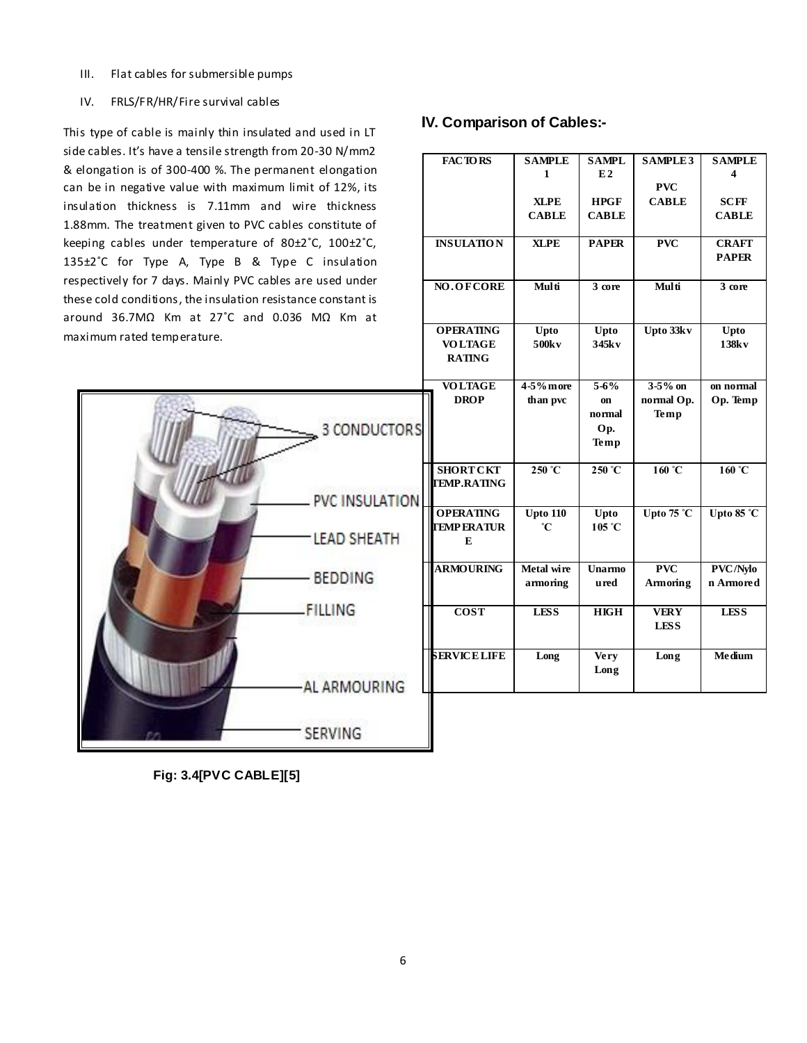III. Flat cables for submersible pumps

IV. FRLS/FR/HR/Fire survival cables

This type of cable is mainly thin insulated and used in LT side cables. It's have a tensile strength from 20-30 N/mm2 & elongation is of 300-400 %. The permanent elongation can be in negative value with maximum limit of 12%, its insulation thickness is 7.11mm and wire thickness 1.88mm. The treatment given to PVC cables constitute of keeping cables under temperature of 80±2˚C, 100±2˚C, 135±2˚C for Type A, Type B & Type C insulation respectively for 7 days. Mainly PVC cables are used under these cold conditions, the insulation resistance constant is around 36.7MΩ Km at 27˚C and 0.036 MΩ Km at maximum rated temperature.

Fig: 3.4[PVC CABLE][5]

## IV. Comparison of Cables:-

| FACTORS | SAMPLE 1 XLPE CABLE | SAMPLE 2 HPGF CABLE | SAMPLE 3 PVC CABLE | SAMPLE 4 SCFF CABLE |
|---|---|---|---|---|
| INSULATION | XLPE | PAPER | PVC | CRAFT PAPER |
| NO. OF CORE | Multi | 3 core | Multi | 3 core |
| OPERATING VOLTAGE RATING | Upto 500kv | Upto 345kv | Upto 33kv | Upto 138kv |
| VOLTAGE DROP | 4-5% more than pvc | 5-6% on normal Op. Temp | 3-5% on normal Op. Temp | on normal Op. Temp |
| SHORT CKT TEMP. RATING | 250 ˚C | 250 ˚C | 160 ˚C | 160 ˚C |
| OPERATING TEMPERATURE | Upto 110 ˚C | Upto 105 ˚C | Upto 75 ˚C | Upto 85 ˚C |
| ARMOURING | Metal wire armoring | Unarmoured | PVC Armoring | PVC/Nylon Armored |
| COST | LESS | HIGH | VERY LESS | LESS |
| SERVICE LIFE | Long | Very Long | Long | Medium |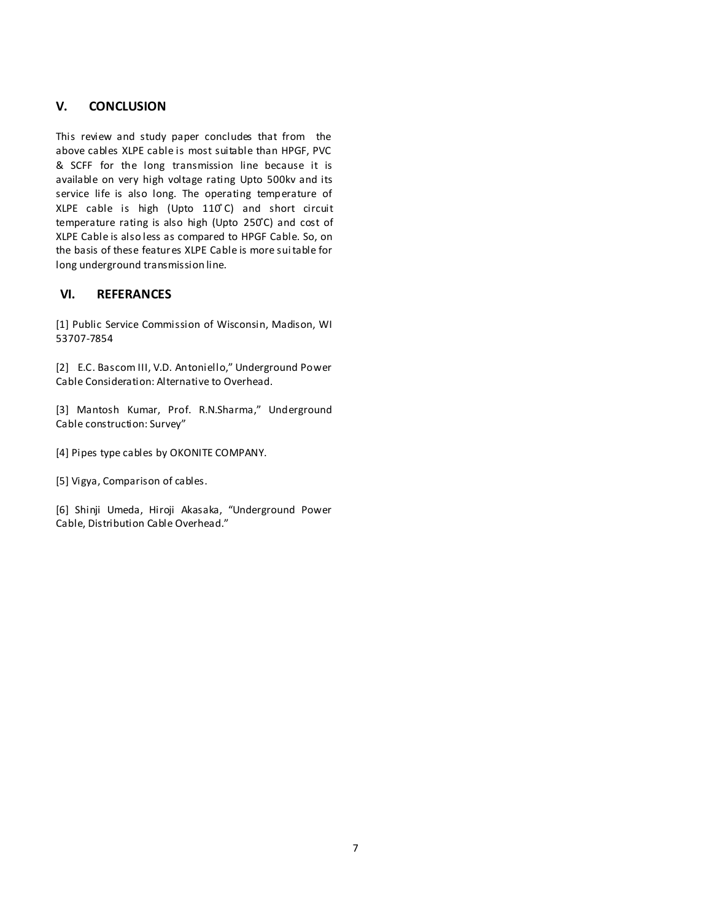## V. CONCLUSION

This review and study paper concludes that from the above cables XLPE cable is most suitable than HPGF, PVC & SCFF for the long transmission line because it is available on very high voltage rating Upto 500kv and its service life is also long. The operating temperature of XLPE cable is high (Upto 110˚C) and short circuit temperature rating is also high (Upto 250˚C) and cost of XLPE Cable is also less as compared to HPGF Cable. So, on the basis of these features XLPE Cable is more suitable for long underground transmission line.

## VI. REFERANCES

[1] Public Service Commission of Wisconsin, Madison, WI 53707-7854

[2] E.C. Bascom III, V.D. Antoniello," Underground Power Cable Consideration: Alternative to Overhead.

[3] Mantosh Kumar, Prof. R.N.Sharma," Underground Cable construction: Survey"

[4] Pipes type cables by OKONITE COMPANY.

[5] Vigya, Comparison of cables.

[6] Shinji Umeda, Hiroji Akasaka, "Underground Power Cable, Distribution Cable Overhead."